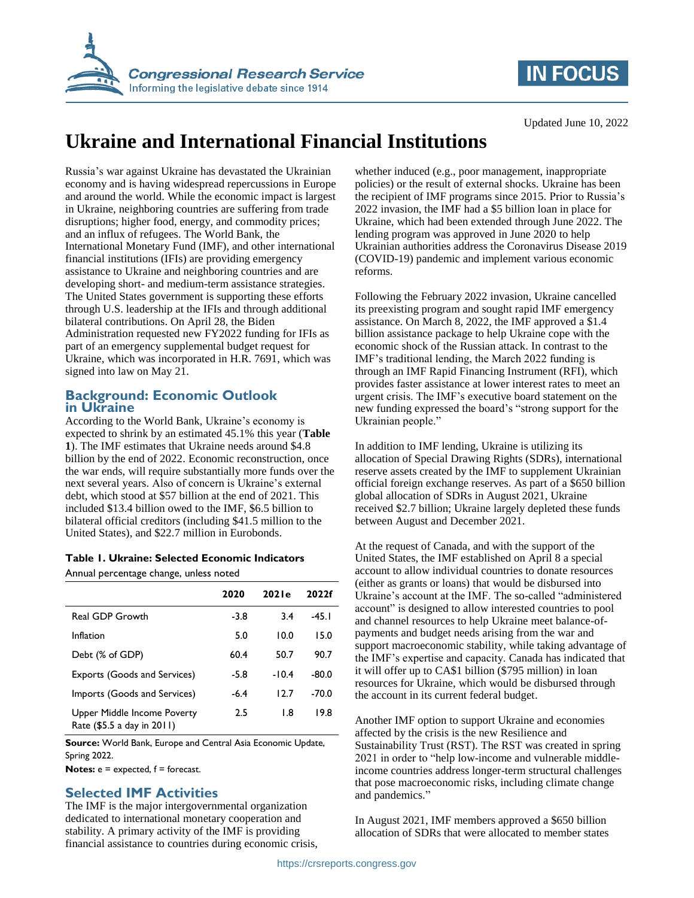Updated June 10, 2022

# Ukraine and International Financial Institutions

Russia's war against Ukraine has devastated the Ukrainian economy and is having widespread repercussions in Europe and around the world. While the economic impact is largest in Ukraine, neighboring countries are suffering from trade disruptions; higher food, energy, and commodity prices; and an influx of refugees. The World Bank, the International Monetary Fund (IMF), and other international financial institutions (IFIs) are providing emergency assistance to Ukraine and neighboring countries and are developing short- and medium-term assistance strategies. The United States government is supporting these efforts through U.S. leadership at the IFIs and through additional bilateral contributions. On April 28, the Biden Administration requested new FY2022 funding for IFIs as part of an emergency supplemental budget request for Ukraine, which was incorporated in H.R. 7691, which was signed into law on May 21.

## Background: Economic Outlook in Ukraine

According to the World Bank, Ukraine's economy is expected to shrink by an estimated 45.1% this year (**Table 1**). The IMF estimates that Ukraine needs around $4.8 billion by the end of 2022. Economic reconstruction, once the war ends, will require substantially more funds over the next several years. Also of concern is Ukraine's external debt, which stood at $57 billion at the end of 2021. This included $13.4 billion owed to the IMF, $6.5 billion to bilateral official creditors (including $41.5 million to the United States), and $22.7 million in Eurobonds.

**Table 1. Ukraine: Selected Economic Indicators**

Annual percentage change, unless noted

| | 2020 | 2021e | 2022f |
|---|---|---|---|
| Real GDP Growth | -3.8 | 3.4 | -45.1 |
| Inflation | 5.0 | 10.0 | 15.0 |
| Debt (% of GDP) | 60.4 | 50.7 | 90.7 |
| Exports (Goods and Services) | -5.8 | -10.4 | -80.0 |
| Imports (Goods and Services) | -6.4 | 12.7 | -70.0 |
| Upper Middle Income Poverty Rate ($5.5 a day in 2011) | 2.5 | 1.8 | 19.8 |

**Source:** World Bank, Europe and Central Asia Economic Update, Spring 2022.

**Notes:** e = expected, f = forecast.

## Selected IMF Activities

The IMF is the major intergovernmental organization dedicated to international monetary cooperation and stability. A primary activity of the IMF is providing financial assistance to countries during economic crisis, whether induced (e.g., poor management, inappropriate policies) or the result of external shocks. Ukraine has been the recipient of IMF programs since 2015. Prior to Russia's 2022 invasion, the IMF had a $5 billion loan in place for Ukraine, which had been extended through June 2022. The lending program was approved in June 2020 to help Ukrainian authorities address the Coronavirus Disease 2019 (COVID-19) pandemic and implement various economic reforms.

Following the February 2022 invasion, Ukraine cancelled its preexisting program and sought rapid IMF emergency assistance. On March 8, 2022, the IMF approved a $1.4 billion assistance package to help Ukraine cope with the economic shock of the Russian attack. In contrast to the IMF's traditional lending, the March 2022 funding is through an IMF Rapid Financing Instrument (RFI), which provides faster assistance at lower interest rates to meet an urgent crisis. The IMF's executive board statement on the new funding expressed the board's "strong support for the Ukrainian people."

In addition to IMF lending, Ukraine is utilizing its allocation of Special Drawing Rights (SDRs), international reserve assets created by the IMF to supplement Ukrainian official foreign exchange reserves. As part of a $650 billion global allocation of SDRs in August 2021, Ukraine received $2.7 billion; Ukraine largely depleted these funds between August and December 2021.

At the request of Canada, and with the support of the United States, the IMF established on April 8 a special account to allow individual countries to donate resources (either as grants or loans) that would be disbursed into Ukraine's account at the IMF. The so-called "administered account" is designed to allow interested countries to pool and channel resources to help Ukraine meet balance-of-payments and budget needs arising from the war and support macroeconomic stability, while taking advantage of the IMF's expertise and capacity. Canada has indicated that it will offer up to CA$1 billion ($795 million) in loan resources for Ukraine, which would be disbursed through the account in its current federal budget.

Another IMF option to support Ukraine and economies affected by the crisis is the new Resilience and Sustainability Trust (RST). The RST was created in spring 2021 in order to "help low-income and vulnerable middle-income countries address longer-term structural challenges that pose macroeconomic risks, including climate change and pandemics."

In August 2021, IMF members approved a $650 billion allocation of SDRs that were allocated to member states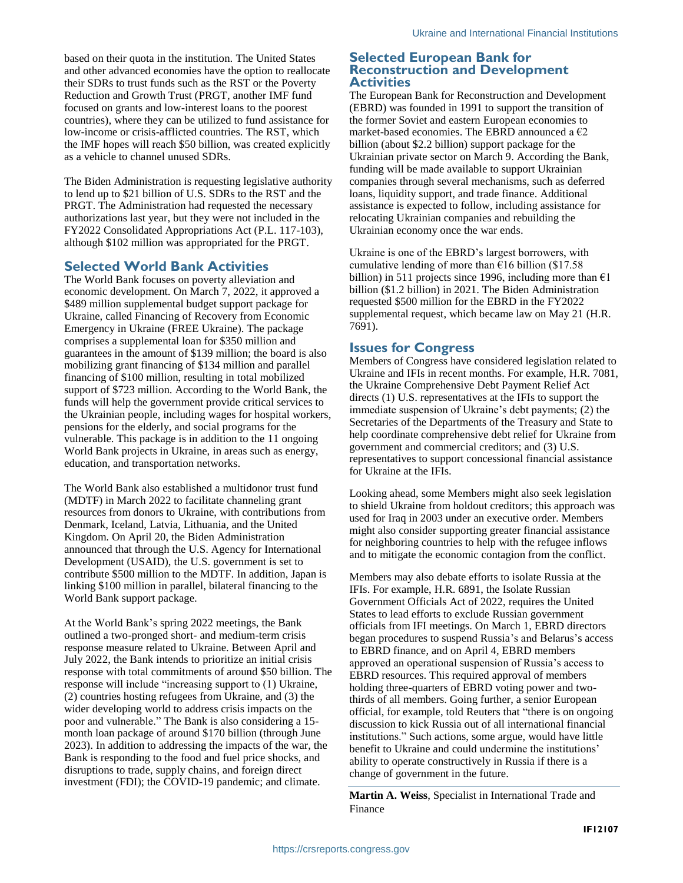based on their quota in the institution. The United States and other advanced economies have the option to reallocate their SDRs to trust funds such as the RST or the Poverty Reduction and Growth Trust (PRGT, another IMF fund focused on grants and low-interest loans to the poorest countries), where they can be utilized to fund assistance for low-income or crisis-afflicted countries. The RST, which the IMF hopes will reach $50 billion, was created explicitly as a vehicle to channel unused SDRs.

The Biden Administration is requesting legislative authority to lend up to $21 billion of U.S. SDRs to the RST and the PRGT. The Administration had requested the necessary authorizations last year, but they were not included in the FY2022 Consolidated Appropriations Act (P.L. 117-103), although $102 million was appropriated for the PRGT.

## Selected World Bank Activities

The World Bank focuses on poverty alleviation and economic development. On March 7, 2022, it approved a $489 million supplemental budget support package for Ukraine, called Financing of Recovery from Economic Emergency in Ukraine (FREE Ukraine). The package comprises a supplemental loan for $350 million and guarantees in the amount of $139 million; the board is also mobilizing grant financing of $134 million and parallel financing of $100 million, resulting in total mobilized support of $723 million. According to the World Bank, the funds will help the government provide critical services to the Ukrainian people, including wages for hospital workers, pensions for the elderly, and social programs for the vulnerable. This package is in addition to the 11 ongoing World Bank projects in Ukraine, in areas such as energy, education, and transportation networks.

The World Bank also established a multidonor trust fund (MDTF) in March 2022 to facilitate channeling grant resources from donors to Ukraine, with contributions from Denmark, Iceland, Latvia, Lithuania, and the United Kingdom. On April 20, the Biden Administration announced that through the U.S. Agency for International Development (USAID), the U.S. government is set to contribute $500 million to the MDTF. In addition, Japan is linking $100 million in parallel, bilateral financing to the World Bank support package.

At the World Bank's spring 2022 meetings, the Bank outlined a two-pronged short- and medium-term crisis response measure related to Ukraine. Between April and July 2022, the Bank intends to prioritize an initial crisis response with total commitments of around $50 billion. The response will include "increasing support to (1) Ukraine, (2) countries hosting refugees from Ukraine, and (3) the wider developing world to address crisis impacts on the poor and vulnerable." The Bank is also considering a 15-month loan package of around $170 billion (through June 2023). In addition to addressing the impacts of the war, the Bank is responding to the food and fuel price shocks, and disruptions to trade, supply chains, and foreign direct investment (FDI); the COVID-19 pandemic; and climate.

## Selected European Bank for Reconstruction and Development Activities

The European Bank for Reconstruction and Development (EBRD) was founded in 1991 to support the transition of the former Soviet and eastern European economies to market-based economies. The EBRD announced a €2 billion (about $2.2 billion) support package for the Ukrainian private sector on March 9. According the Bank, funding will be made available to support Ukrainian companies through several mechanisms, such as deferred loans, liquidity support, and trade finance. Additional assistance is expected to follow, including assistance for relocating Ukrainian companies and rebuilding the Ukrainian economy once the war ends.

Ukraine is one of the EBRD's largest borrowers, with cumulative lending of more than €16 billion ($17.58 billion) in 511 projects since 1996, including more than €1 billion ($1.2 billion) in 2021. The Biden Administration requested $500 million for the EBRD in the FY2022 supplemental request, which became law on May 21 (H.R. 7691).

## Issues for Congress

Members of Congress have considered legislation related to Ukraine and IFIs in recent months. For example, H.R. 7081, the Ukraine Comprehensive Debt Payment Relief Act directs (1) U.S. representatives at the IFIs to support the immediate suspension of Ukraine's debt payments; (2) the Secretaries of the Departments of the Treasury and State to help coordinate comprehensive debt relief for Ukraine from government and commercial creditors; and (3) U.S. representatives to support concessional financial assistance for Ukraine at the IFIs.

Looking ahead, some Members might also seek legislation to shield Ukraine from holdout creditors; this approach was used for Iraq in 2003 under an executive order. Members might also consider supporting greater financial assistance for neighboring countries to help with the refugee inflows and to mitigate the economic contagion from the conflict.

Members may also debate efforts to isolate Russia at the IFIs. For example, H.R. 6891, the Isolate Russian Government Officials Act of 2022, requires the United States to lead efforts to exclude Russian government officials from IFI meetings. On March 1, EBRD directors began procedures to suspend Russia's and Belarus's access to EBRD finance, and on April 4, EBRD members approved an operational suspension of Russia's access to EBRD resources. This required approval of members holding three-quarters of EBRD voting power and two-thirds of all members. Going further, a senior European official, for example, told Reuters that "there is on ongoing discussion to kick Russia out of all international financial institutions." Such actions, some argue, would have little benefit to Ukraine and could undermine the institutions' ability to operate constructively in Russia if there is a change of government in the future.

---

**Martin A. Weiss**, Specialist in International Trade and Finance

IF12107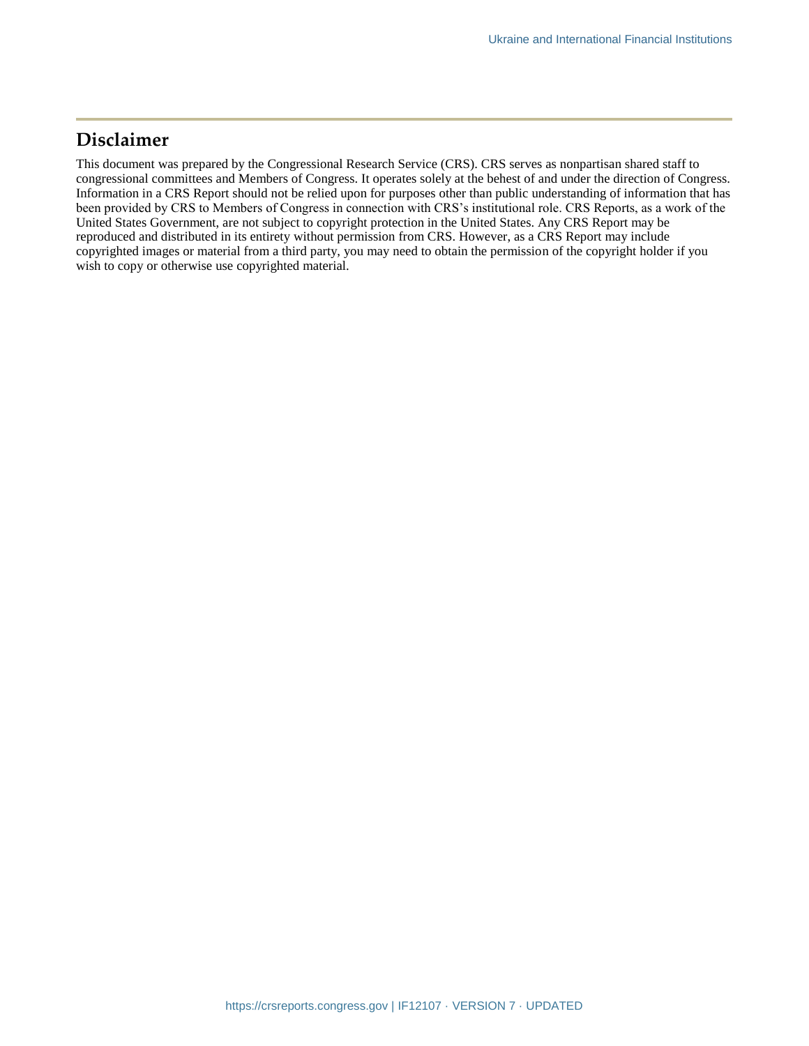## Disclaimer

This document was prepared by the Congressional Research Service (CRS). CRS serves as nonpartisan shared staff to congressional committees and Members of Congress. It operates solely at the behest of and under the direction of Congress. Information in a CRS Report should not be relied upon for purposes other than public understanding of information that has been provided by CRS to Members of Congress in connection with CRS's institutional role. CRS Reports, as a work of the United States Government, are not subject to copyright protection in the United States. Any CRS Report may be reproduced and distributed in its entirety without permission from CRS. However, as a CRS Report may include copyrighted images or material from a third party, you may need to obtain the permission of the copyright holder if you wish to copy or otherwise use copyrighted material.